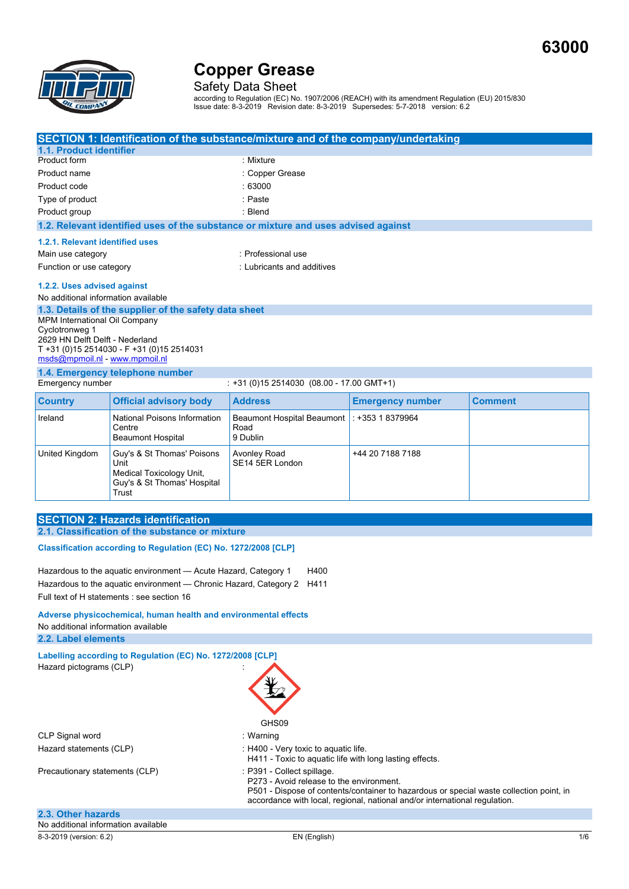63000

# Copper Grease

Safety Data Sheet

according to Regulation (EC) No. 1907/2006 (REACH) with its amendment Regulation (EU) 2015/830
Issue date: 8-3-2019 Revision date: 8-3-2019 Supersedes: 5-7-2018 version: 6.2

## SECTION 1: Identification of the substance/mixture and of the company/undertaking

### 1.1. Product identifier

| | |
|---|---|
| Product form | : Mixture |
| Product name | : Copper Grease |
| Product code | : 63000 |
| Type of product | : Paste |
| Product group | : Blend |

### 1.2. Relevant identified uses of the substance or mixture and uses advised against

#### 1.2.1. Relevant identified uses

| | |
|---|---|
| Main use category | : Professional use |
| Function or use category | : Lubricants and additives |

#### 1.2.2. Uses advised against

No additional information available

### 1.3. Details of the supplier of the safety data sheet

MPM International Oil Company
Cyclotronweg 1
2629 HN Delft Delft - Nederland
T +31 (0)15 2514030 - F +31 (0)15 2514031
msds@mpmoil.nl - www.mpmoil.nl

### 1.4. Emergency telephone number

Emergency number : +31 (0)15 2514030 (08.00 - 17.00 GMT+1)

| Country | Official advisory body | Address | Emergency number | Comment |
|---|---|---|---|---|
| Ireland | National Poisons Information Centre Beaumont Hospital | Beaumont Hospital Beaumont Road 9 Dublin | : +353 1 8379964 | |
| United Kingdom | Guy's & St Thomas' Poisons Unit Medical Toxicology Unit, Guy's & St Thomas' Hospital Trust | Avonley Road SE14 5ER London | +44 20 7188 7188 | |

## SECTION 2: Hazards identification

### 2.1. Classification of the substance or mixture

**Classification according to Regulation (EC) No. 1272/2008 [CLP]**

Hazardous to the aquatic environment — Acute Hazard, Category 1 H400
Hazardous to the aquatic environment — Chronic Hazard, Category 2 H411
Full text of H statements : see section 16

**Adverse physicochemical, human health and environmental effects**

No additional information available

### 2.2. Label elements

**Labelling according to Regulation (EC) No. 1272/2008 [CLP]**

Hazard pictograms (CLP) :

GHS09

| | |
|---|---|
| CLP Signal word | : Warning |
| Hazard statements (CLP) | : H400 - Very toxic to aquatic life.<br>H411 - Toxic to aquatic life with long lasting effects. |
| Precautionary statements (CLP) | : P391 - Collect spillage.<br>P273 - Avoid release to the environment.<br>P501 - Dispose of contents/container to hazardous or special waste collection point, in accordance with local, regional, national and/or international regulation. |

### 2.3. Other hazards

No additional information available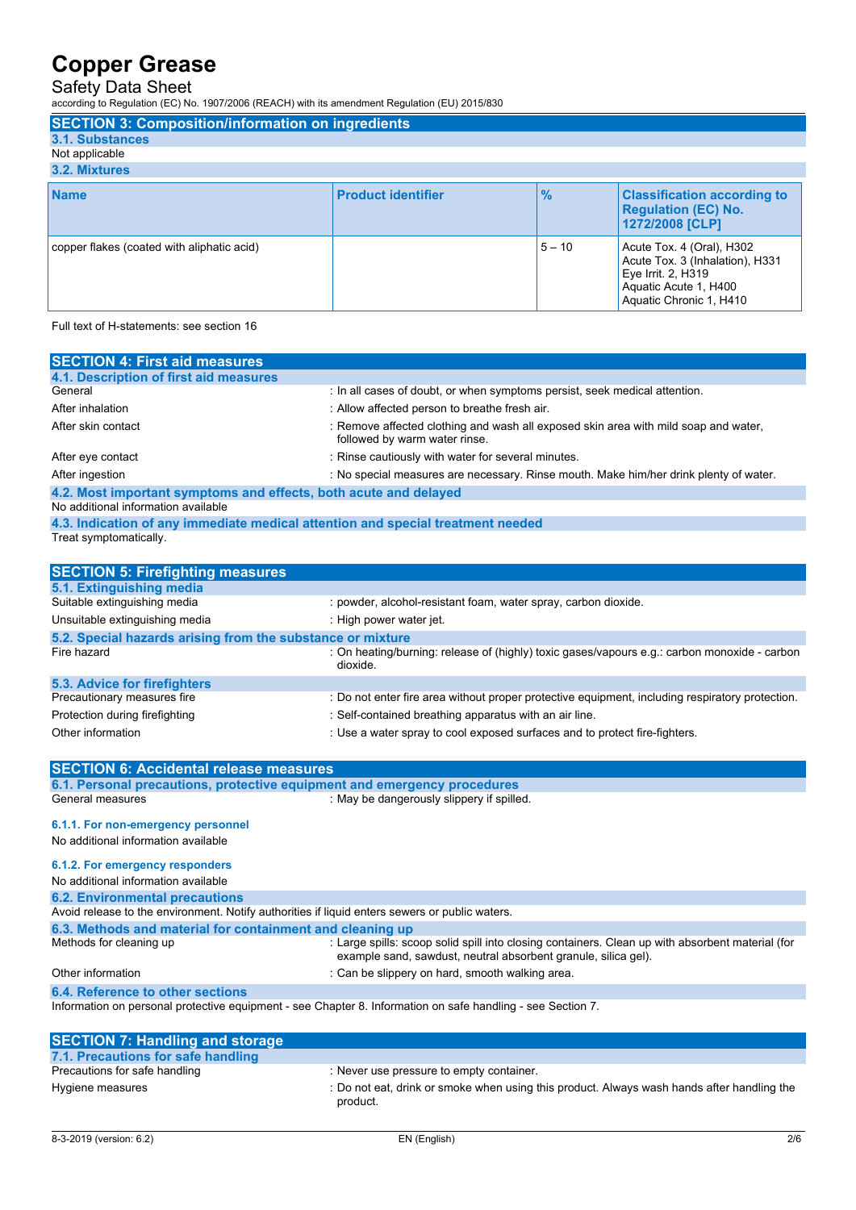# Copper Grease

Safety Data Sheet

according to Regulation (EC) No. 1907/2006 (REACH) with its amendment Regulation (EU) 2015/830

## SECTION 3: Composition/information on ingredients

### 3.1. Substances

Not applicable

### 3.2. Mixtures

| Name | Product identifier | % | Classification according to Regulation (EC) No. 1272/2008 [CLP] |
|---|---|---|---|
| copper flakes (coated with aliphatic acid) | | 5 – 10 | Acute Tox. 4 (Oral), H302<br>Acute Tox. 3 (Inhalation), H331<br>Eye Irrit. 2, H319<br>Aquatic Acute 1, H400<br>Aquatic Chronic 1, H410 |

Full text of H-statements: see section 16

## SECTION 4: First aid measures

### 4.1. Description of first aid measures

| | |
|---|---|
| General | : In all cases of doubt, or when symptoms persist, seek medical attention. |
| After inhalation | : Allow affected person to breathe fresh air. |
| After skin contact | : Remove affected clothing and wash all exposed skin area with mild soap and water, followed by warm water rinse. |
| After eye contact | : Rinse cautiously with water for several minutes. |
| After ingestion | : No special measures are necessary. Rinse mouth. Make him/her drink plenty of water. |

### 4.2. Most important symptoms and effects, both acute and delayed

No additional information available

### 4.3. Indication of any immediate medical attention and special treatment needed

Treat symptomatically.

## SECTION 5: Firefighting measures

### 5.1. Extinguishing media

| | |
|---|---|
| Suitable extinguishing media | : powder, alcohol-resistant foam, water spray, carbon dioxide. |
| Unsuitable extinguishing media | : High power water jet. |

### 5.2. Special hazards arising from the substance or mixture

| | |
|---|---|
| Fire hazard | : On heating/burning: release of (highly) toxic gases/vapours e.g.: carbon monoxide - carbon dioxide. |

### 5.3. Advice for firefighters

| | |
|---|---|
| Precautionary measures fire | : Do not enter fire area without proper protective equipment, including respiratory protection. |
| Protection during firefighting | : Self-contained breathing apparatus with an air line. |
| Other information | : Use a water spray to cool exposed surfaces and to protect fire-fighters. |

## SECTION 6: Accidental release measures

### 6.1. Personal precautions, protective equipment and emergency procedures

| | |
|---|---|
| General measures | : May be dangerously slippery if spilled. |

#### 6.1.1. For non-emergency personnel

No additional information available

#### 6.1.2. For emergency responders

No additional information available

### 6.2. Environmental precautions

Avoid release to the environment. Notify authorities if liquid enters sewers or public waters.

### 6.3. Methods and material for containment and cleaning up

| | |
|---|---|
| Methods for cleaning up | : Large spills: scoop solid spill into closing containers. Clean up with absorbent material (for example sand, sawdust, neutral absorbent granule, silica gel). |
| Other information | : Can be slippery on hard, smooth walking area. |

### 6.4. Reference to other sections

Information on personal protective equipment - see Chapter 8. Information on safe handling - see Section 7.

## SECTION 7: Handling and storage

### 7.1. Precautions for safe handling

| | |
|---|---|
| Precautions for safe handling | : Never use pressure to empty container. |
| Hygiene measures | : Do not eat, drink or smoke when using this product. Always wash hands after handling the product. |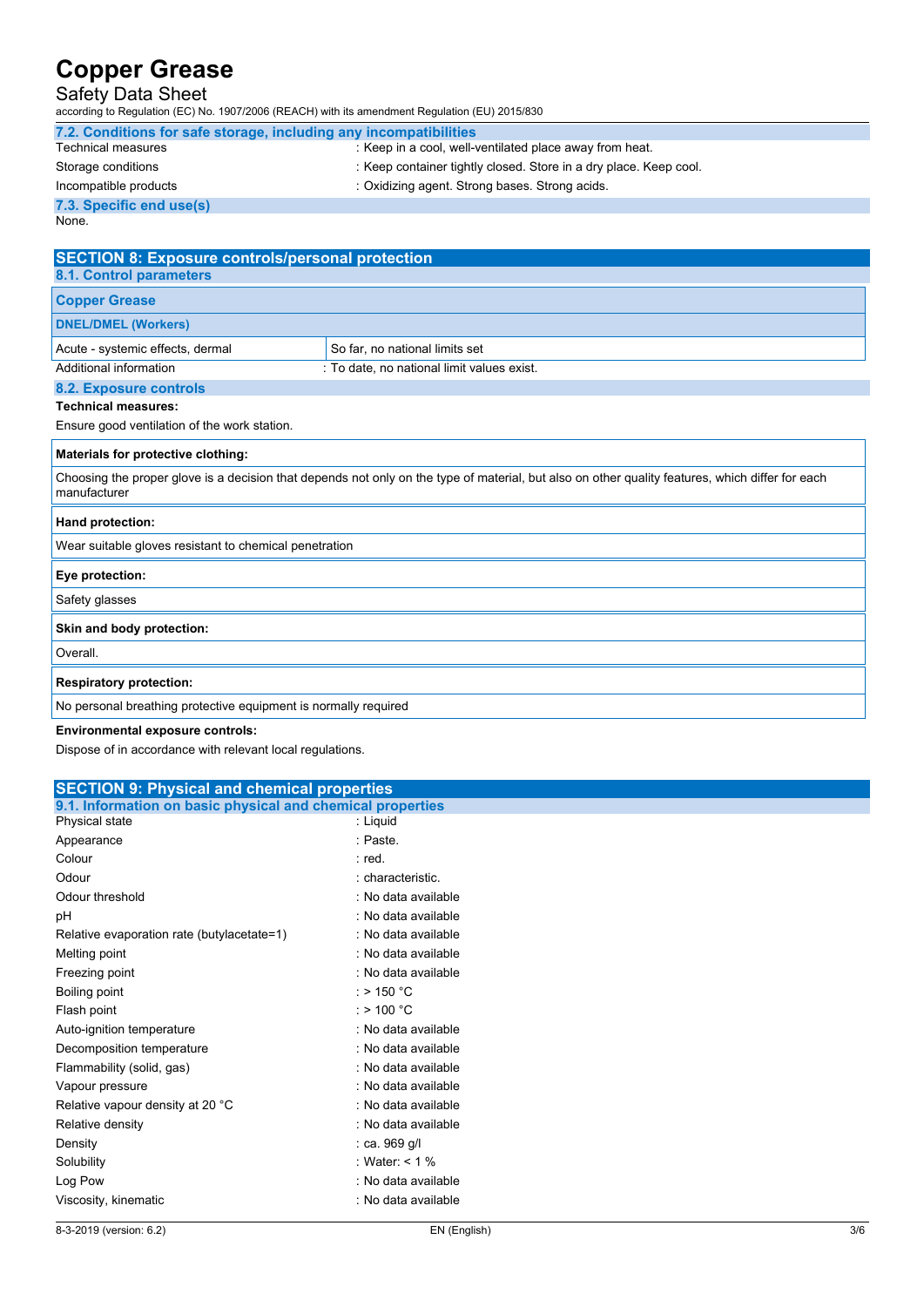### 7.2. Conditions for safe storage, including any incompatibilities

Technical measures : Keep in a cool, well-ventilated place away from heat.

Storage conditions : Keep container tightly closed. Store in a dry place. Keep cool.

Incompatible products : Oxidizing agent. Strong bases. Strong acids.

### 7.3. Specific end use(s)

None.

## SECTION 8: Exposure controls/personal protection

### 8.1. Control parameters

| Copper Grease | |
|---|---|
| **DNEL/DMEL (Workers)** | |
| Acute - systemic effects, dermal | So far, no national limits set |

Additional information : To date, no national limit values exist.

### 8.2. Exposure controls

**Technical measures:**

Ensure good ventilation of the work station.

**Materials for protective clothing:**

Choosing the proper glove is a decision that depends not only on the type of material, but also on other quality features, which differ for each manufacturer

**Hand protection:**

Wear suitable gloves resistant to chemical penetration

**Eye protection:**

Safety glasses

**Skin and body protection:**

Overall.

**Respiratory protection:**

No personal breathing protective equipment is normally required

**Environmental exposure controls:**

Dispose of in accordance with relevant local regulations.

## SECTION 9: Physical and chemical properties

### 9.1. Information on basic physical and chemical properties

| Property | Value |
|---|---|
| Physical state | : Liquid |
| Appearance | : Paste. |
| Colour | : red. |
| Odour | : characteristic. |
| Odour threshold | : No data available |
| pH | : No data available |
| Relative evaporation rate (butylacetate=1) | : No data available |
| Melting point | : No data available |
| Freezing point | : No data available |
| Boiling point | : > 150 °C |
| Flash point | : > 100 °C |
| Auto-ignition temperature | : No data available |
| Decomposition temperature | : No data available |
| Flammability (solid, gas) | : No data available |
| Vapour pressure | : No data available |
| Relative vapour density at 20 °C | : No data available |
| Relative density | : No data available |
| Density | : ca. 969 g/l |
| Solubility | : Water: < 1 % |
| Log Pow | : No data available |
| Viscosity, kinematic | : No data available |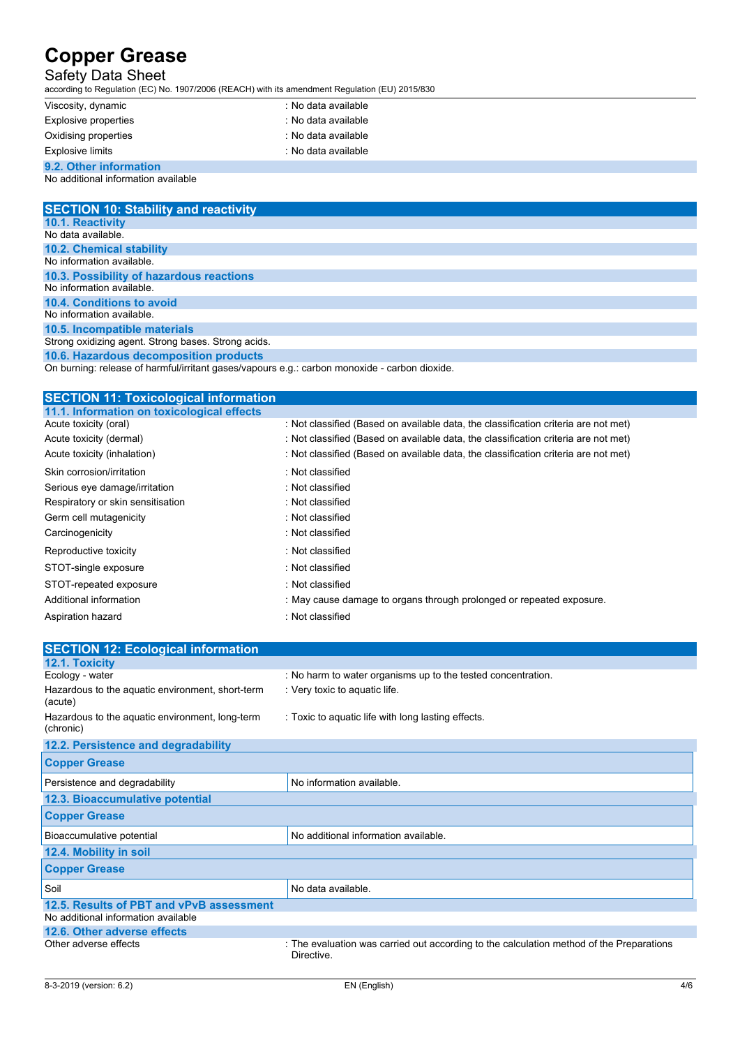| | |
|---|---|
| Viscosity, dynamic | : No data available |
| Explosive properties | : No data available |
| Oxidising properties | : No data available |
| Explosive limits | : No data available |

### 9.2. Other information

No additional information available

## SECTION 10: Stability and reactivity

### 10.1. Reactivity

No data available.

### 10.2. Chemical stability

No information available.

### 10.3. Possibility of hazardous reactions

No information available.

### 10.4. Conditions to avoid

No information available.

### 10.5. Incompatible materials

Strong oxidizing agent. Strong bases. Strong acids.

### 10.6. Hazardous decomposition products

On burning: release of harmful/irritant gases/vapours e.g.: carbon monoxide - carbon dioxide.

## SECTION 11: Toxicological information

### 11.1. Information on toxicological effects

| | |
|---|---|
| Acute toxicity (oral) | : Not classified (Based on available data, the classification criteria are not met) |
| Acute toxicity (dermal) | : Not classified (Based on available data, the classification criteria are not met) |
| Acute toxicity (inhalation) | : Not classified (Based on available data, the classification criteria are not met) |
| Skin corrosion/irritation | : Not classified |
| Serious eye damage/irritation | : Not classified |
| Respiratory or skin sensitisation | : Not classified |
| Germ cell mutagenicity | : Not classified |
| Carcinogenicity | : Not classified |
| Reproductive toxicity | : Not classified |
| STOT-single exposure | : Not classified |
| STOT-repeated exposure | : Not classified |
| Additional information | : May cause damage to organs through prolonged or repeated exposure. |
| Aspiration hazard | : Not classified |

## SECTION 12: Ecological information

### 12.1. Toxicity

| | |
|---|---|
| Ecology - water | : No harm to water organisms up to the tested concentration. |
| Hazardous to the aquatic environment, short-term (acute) | : Very toxic to aquatic life. |
| Hazardous to the aquatic environment, long-term (chronic) | : Toxic to aquatic life with long lasting effects. |

### 12.2. Persistence and degradability

| Copper Grease | |
|---|---|
| Persistence and degradability | No information available. |

### 12.3. Bioaccumulative potential

| Copper Grease | |
|---|---|
| Bioaccumulative potential | No additional information available. |

### 12.4. Mobility in soil

| Copper Grease | |
|---|---|
| Soil | No data available. |

### 12.5. Results of PBT and vPvB assessment

No additional information available

### 12.6. Other adverse effects

| | |
|---|---|
| Other adverse effects | : The evaluation was carried out according to the calculation method of the Preparations Directive. |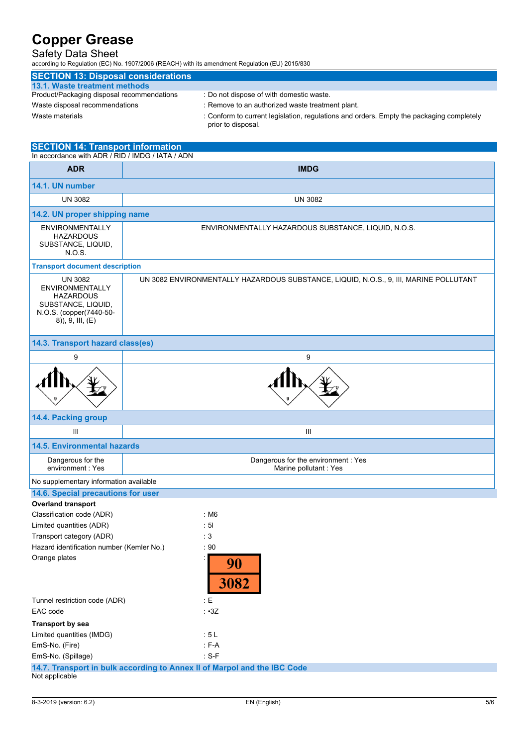## SECTION 13: Disposal considerations

### 13.1. Waste treatment methods

Product/Packaging disposal recommendations : Do not dispose of with domestic waste.

Waste disposal recommendations : Remove to an authorized waste treatment plant.

Waste materials : Conform to current legislation, regulations and orders. Empty the packaging completely prior to disposal.

## SECTION 14: Transport information

In accordance with ADR / RID / IMDG / IATA / ADN

| ADR | IMDG |
|---|---|
| **14.1. UN number** | |
| UN 3082 | UN 3082 |
| **14.2. UN proper shipping name** | |
| ENVIRONMENTALLY HAZARDOUS SUBSTANCE, LIQUID, N.O.S. | ENVIRONMENTALLY HAZARDOUS SUBSTANCE, LIQUID, N.O.S. |
| **Transport document description** | |
| UN 3082 ENVIRONMENTALLY HAZARDOUS SUBSTANCE, LIQUID, N.O.S. (copper(7440-50-8)), 9, III, (E) | UN 3082 ENVIRONMENTALLY HAZARDOUS SUBSTANCE, LIQUID, N.O.S., 9, III, MARINE POLLUTANT |
| **14.3. Transport hazard class(es)** | |
| 9 | 9 |
| **14.4. Packing group** | |
| III | III |
| **14.5. Environmental hazards** | |
| Dangerous for the environment : Yes | Dangerous for the environment : Yes<br>Marine pollutant : Yes |
| No supplementary information available | |

### 14.6. Special precautions for user

**Overland transport**

Classification code (ADR) : M6

Limited quantities (ADR) : 5l

Transport category (ADR) : 3

Hazard identification number (Kemler No.) : 90

Orange plates : 90 / 3082

Tunnel restriction code (ADR) : E

EAC code : •3Z

**Transport by sea**

Limited quantities (IMDG) : 5 L

EmS-No. (Fire) : F-A

EmS-No. (Spillage) : S-F

### 14.7. Transport in bulk according to Annex II of Marpol and the IBC Code

Not applicable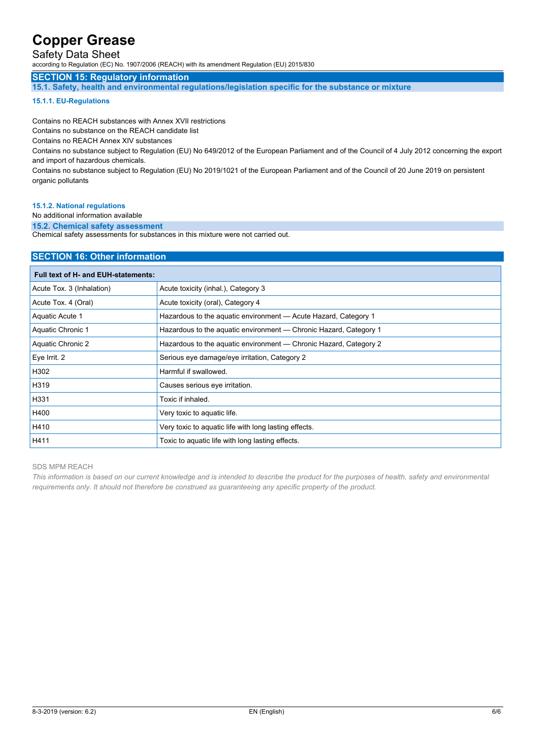## SECTION 15: Regulatory information

### 15.1. Safety, health and environmental regulations/legislation specific for the substance or mixture

#### 15.1.1. EU-Regulations

Contains no REACH substances with Annex XVII restrictions

Contains no substance on the REACH candidate list

Contains no REACH Annex XIV substances

Contains no substance subject to Regulation (EU) No 649/2012 of the European Parliament and of the Council of 4 July 2012 concerning the export and import of hazardous chemicals.

Contains no substance subject to Regulation (EU) No 2019/1021 of the European Parliament and of the Council of 20 June 2019 on persistent organic pollutants

#### 15.1.2. National regulations

No additional information available

### 15.2. Chemical safety assessment

Chemical safety assessments for substances in this mixture were not carried out.

## SECTION 16: Other information

| Full text of H- and EUH-statements: | |
|---|---|
| Acute Tox. 3 (Inhalation) | Acute toxicity (inhal.), Category 3 |
| Acute Tox. 4 (Oral) | Acute toxicity (oral), Category 4 |
| Aquatic Acute 1 | Hazardous to the aquatic environment — Acute Hazard, Category 1 |
| Aquatic Chronic 1 | Hazardous to the aquatic environment — Chronic Hazard, Category 1 |
| Aquatic Chronic 2 | Hazardous to the aquatic environment — Chronic Hazard, Category 2 |
| Eye Irrit. 2 | Serious eye damage/eye irritation, Category 2 |
| H302 | Harmful if swallowed. |
| H319 | Causes serious eye irritation. |
| H331 | Toxic if inhaled. |
| H400 | Very toxic to aquatic life. |
| H410 | Very toxic to aquatic life with long lasting effects. |
| H411 | Toxic to aquatic life with long lasting effects. |

SDS MPM REACH

*This information is based on our current knowledge and is intended to describe the product for the purposes of health, safety and environmental requirements only. It should not therefore be construed as guaranteeing any specific property of the product.*